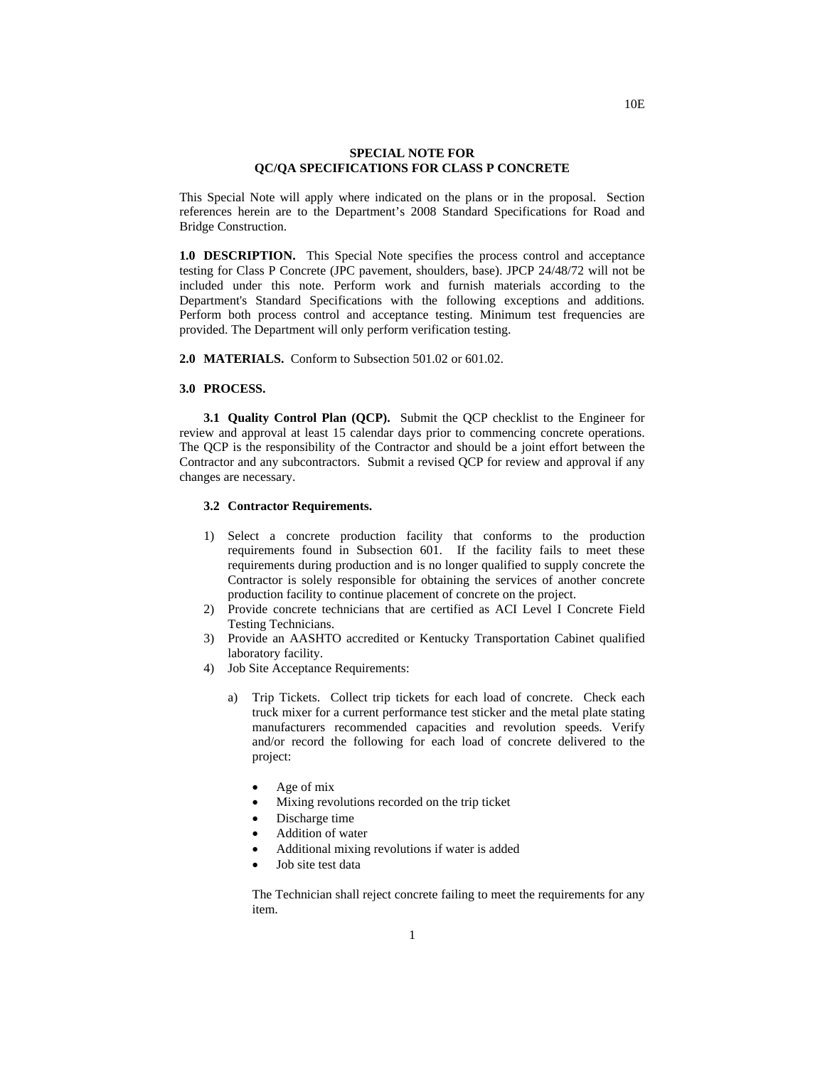**SPECIAL NOTE FOR**
**QC/QA SPECIFICATIONS FOR CLASS P CONCRETE**

This Special Note will apply where indicated on the plans or in the proposal. Section references herein are to the Department's 2008 Standard Specifications for Road and Bridge Construction.

**1.0 DESCRIPTION.** This Special Note specifies the process control and acceptance testing for Class P Concrete (JPC pavement, shoulders, base). JPCP 24/48/72 will not be included under this note. Perform work and furnish materials according to the Department's Standard Specifications with the following exceptions and additions. Perform both process control and acceptance testing. Minimum test frequencies are provided. The Department will only perform verification testing.

**2.0 MATERIALS.** Conform to Subsection 501.02 or 601.02.

**3.0 PROCESS.**

**3.1 Quality Control Plan (QCP).** Submit the QCP checklist to the Engineer for review and approval at least 15 calendar days prior to commencing concrete operations. The QCP is the responsibility of the Contractor and should be a joint effort between the Contractor and any subcontractors. Submit a revised QCP for review and approval if any changes are necessary.

**3.2 Contractor Requirements.**

1) Select a concrete production facility that conforms to the production requirements found in Subsection 601. If the facility fails to meet these requirements during production and is no longer qualified to supply concrete the Contractor is solely responsible for obtaining the services of another concrete production facility to continue placement of concrete on the project.
2) Provide concrete technicians that are certified as ACI Level I Concrete Field Testing Technicians.
3) Provide an AASHTO accredited or Kentucky Transportation Cabinet qualified laboratory facility.
4) Job Site Acceptance Requirements:

    a) Trip Tickets. Collect trip tickets for each load of concrete. Check each truck mixer for a current performance test sticker and the metal plate stating manufacturers recommended capacities and revolution speeds. Verify and/or record the following for each load of concrete delivered to the project:

    - Age of mix
    - Mixing revolutions recorded on the trip ticket
    - Discharge time
    - Addition of water
    - Additional mixing revolutions if water is added
    - Job site test data

    The Technician shall reject concrete failing to meet the requirements for any item.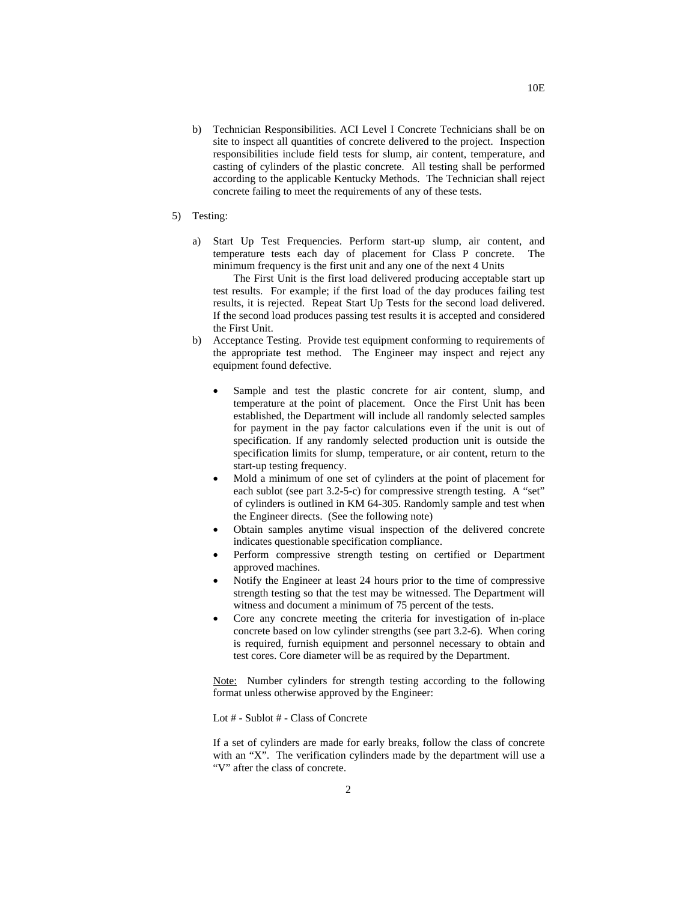b) Technician Responsibilities. ACI Level I Concrete Technicians shall be on site to inspect all quantities of concrete delivered to the project. Inspection responsibilities include field tests for slump, air content, temperature, and casting of cylinders of the plastic concrete. All testing shall be performed according to the applicable Kentucky Methods. The Technician shall reject concrete failing to meet the requirements of any of these tests.

5) Testing:

a) Start Up Test Frequencies. Perform start-up slump, air content, and temperature tests each day of placement for Class P concrete. The minimum frequency is the first unit and any one of the next 4 Units

The First Unit is the first load delivered producing acceptable start up test results. For example; if the first load of the day produces failing test results, it is rejected. Repeat Start Up Tests for the second load delivered. If the second load produces passing test results it is accepted and considered the First Unit.

b) Acceptance Testing. Provide test equipment conforming to requirements of the appropriate test method. The Engineer may inspect and reject any equipment found defective.

- Sample and test the plastic concrete for air content, slump, and temperature at the point of placement. Once the First Unit has been established, the Department will include all randomly selected samples for payment in the pay factor calculations even if the unit is out of specification. If any randomly selected production unit is outside the specification limits for slump, temperature, or air content, return to the start-up testing frequency.
- Mold a minimum of one set of cylinders at the point of placement for each sublot (see part 3.2-5-c) for compressive strength testing. A "set" of cylinders is outlined in KM 64-305. Randomly sample and test when the Engineer directs. (See the following note)
- Obtain samples anytime visual inspection of the delivered concrete indicates questionable specification compliance.
- Perform compressive strength testing on certified or Department approved machines.
- Notify the Engineer at least 24 hours prior to the time of compressive strength testing so that the test may be witnessed. The Department will witness and document a minimum of 75 percent of the tests.
- Core any concrete meeting the criteria for investigation of in-place concrete based on low cylinder strengths (see part 3.2-6). When coring is required, furnish equipment and personnel necessary to obtain and test cores. Core diameter will be as required by the Department.

Note: Number cylinders for strength testing according to the following format unless otherwise approved by the Engineer:

Lot # - Sublot # - Class of Concrete

If a set of cylinders are made for early breaks, follow the class of concrete with an "X". The verification cylinders made by the department will use a "V" after the class of concrete.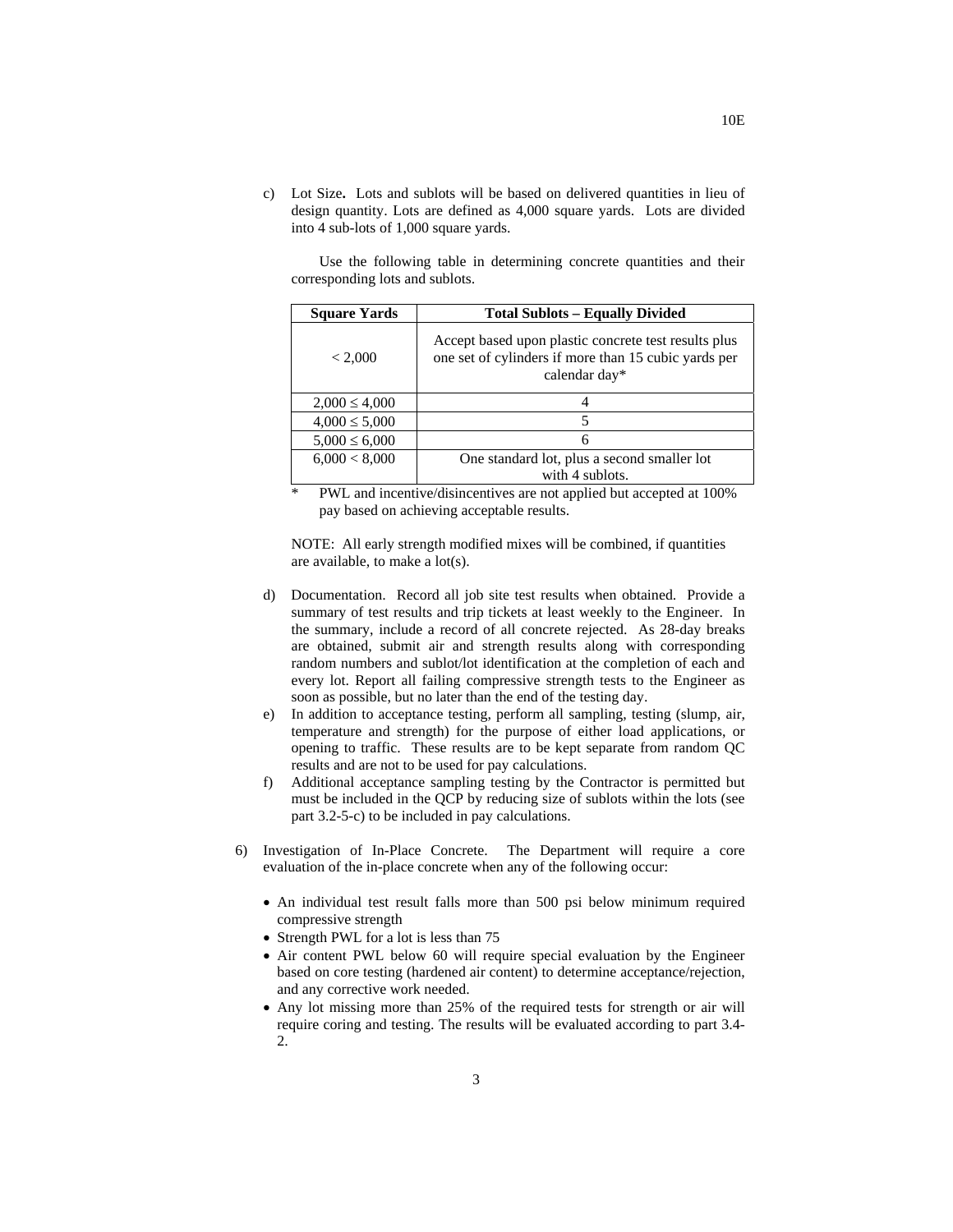c) Lot Size**.** Lots and sublots will be based on delivered quantities in lieu of design quantity. Lots are defined as 4,000 square yards. Lots are divided into 4 sub-lots of 1,000 square yards.

Use the following table in determining concrete quantities and their corresponding lots and sublots.

| Square Yards | Total Sublots – Equally Divided |
|---|---|
| < 2,000 | Accept based upon plastic concrete test results plus one set of cylinders if more than 15 cubic yards per calendar day* |
| 2,000 ≤ 4,000 | 4 |
| 4,000 ≤ 5,000 | 5 |
| 5,000 ≤ 6,000 | 6 |
| 6,000 < 8,000 | One standard lot, plus a second smaller lot with 4 sublots. |

\* PWL and incentive/disincentives are not applied but accepted at 100% pay based on achieving acceptable results.

NOTE: All early strength modified mixes will be combined, if quantities are available, to make a lot(s).

d) Documentation. Record all job site test results when obtained. Provide a summary of test results and trip tickets at least weekly to the Engineer. In the summary, include a record of all concrete rejected. As 28-day breaks are obtained, submit air and strength results along with corresponding random numbers and sublot/lot identification at the completion of each and every lot. Report all failing compressive strength tests to the Engineer as soon as possible, but no later than the end of the testing day.

e) In addition to acceptance testing, perform all sampling, testing (slump, air, temperature and strength) for the purpose of either load applications, or opening to traffic. These results are to be kept separate from random QC results and are not to be used for pay calculations.

f) Additional acceptance sampling testing by the Contractor is permitted but must be included in the QCP by reducing size of sublots within the lots (see part 3.2-5-c) to be included in pay calculations.

6) Investigation of In-Place Concrete. The Department will require a core evaluation of the in-place concrete when any of the following occur:

- An individual test result falls more than 500 psi below minimum required compressive strength
- Strength PWL for a lot is less than 75
- Air content PWL below 60 will require special evaluation by the Engineer based on core testing (hardened air content) to determine acceptance/rejection, and any corrective work needed.
- Any lot missing more than 25% of the required tests for strength or air will require coring and testing. The results will be evaluated according to part 3.4-2.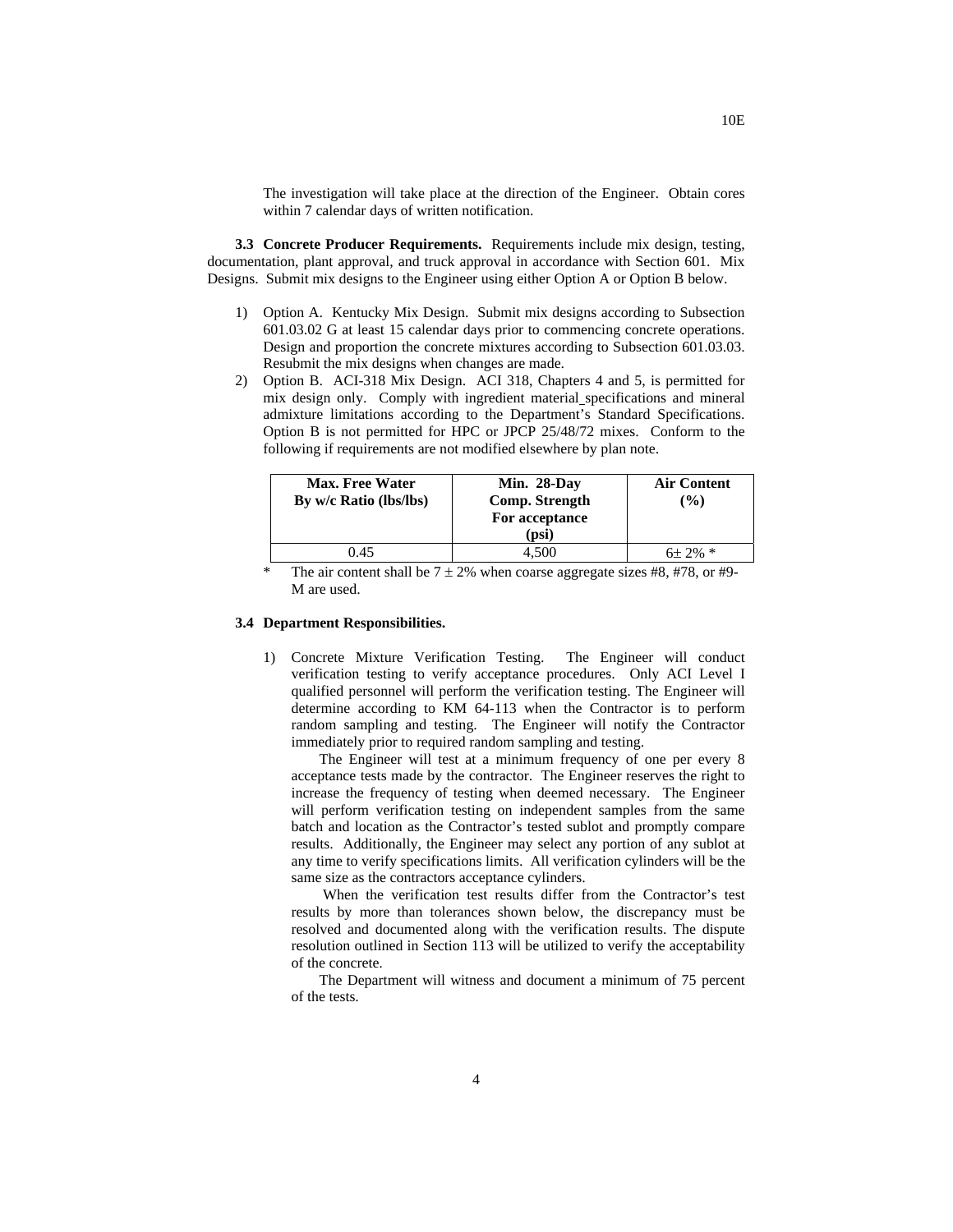The investigation will take place at the direction of the Engineer. Obtain cores within 7 calendar days of written notification.

**3.3 Concrete Producer Requirements.** Requirements include mix design, testing, documentation, plant approval, and truck approval in accordance with Section 601. Mix Designs. Submit mix designs to the Engineer using either Option A or Option B below.

1) Option A. Kentucky Mix Design. Submit mix designs according to Subsection 601.03.02 G at least 15 calendar days prior to commencing concrete operations. Design and proportion the concrete mixtures according to Subsection 601.03.03. Resubmit the mix designs when changes are made.
2) Option B. ACI-318 Mix Design. ACI 318, Chapters 4 and 5, is permitted for mix design only. Comply with ingredient material specifications and mineral admixture limitations according to the Department's Standard Specifications. Option B is not permitted for HPC or JPCP 25/48/72 mixes. Conform to the following if requirements are not modified elsewhere by plan note.

| **Max. Free Water By w/c Ratio (lbs/lbs)** | **Min. 28-Day Comp. Strength For acceptance (psi)** | **Air Content (%)** |
|---|---|---|
| 0.45 | 4,500 | 6± 2% * |

\* The air content shall be 7 ± 2% when coarse aggregate sizes #8, #78, or #9-M are used.

**3.4 Department Responsibilities.**

1) Concrete Mixture Verification Testing. The Engineer will conduct verification testing to verify acceptance procedures. Only ACI Level I qualified personnel will perform the verification testing. The Engineer will determine according to KM 64-113 when the Contractor is to perform random sampling and testing. The Engineer will notify the Contractor immediately prior to required random sampling and testing.

   The Engineer will test at a minimum frequency of one per every 8 acceptance tests made by the contractor. The Engineer reserves the right to increase the frequency of testing when deemed necessary. The Engineer will perform verification testing on independent samples from the same batch and location as the Contractor's tested sublot and promptly compare results. Additionally, the Engineer may select any portion of any sublot at any time to verify specifications limits. All verification cylinders will be the same size as the contractors acceptance cylinders.

   When the verification test results differ from the Contractor's test results by more than tolerances shown below, the discrepancy must be resolved and documented along with the verification results. The dispute resolution outlined in Section 113 will be utilized to verify the acceptability of the concrete.

   The Department will witness and document a minimum of 75 percent of the tests.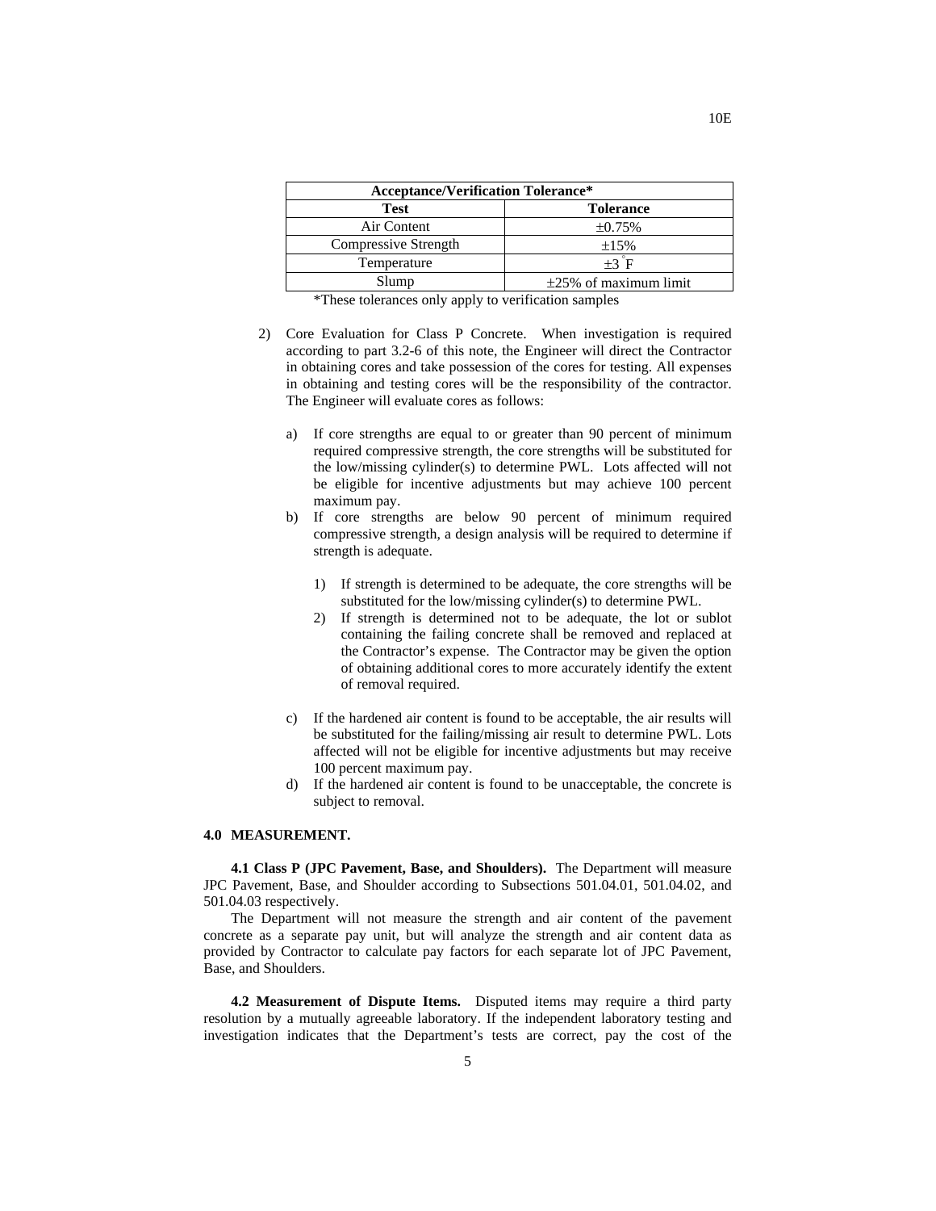| Acceptance/Verification Tolerance* | |
|---|---|
| **Test** | **Tolerance** |
| Air Content | ±0.75% |
| Compressive Strength | ±15% |
| Temperature | ±3 °F |
| Slump | ±25% of maximum limit |

*These tolerances only apply to verification samples

2) Core Evaluation for Class P Concrete. When investigation is required according to part 3.2-6 of this note, the Engineer will direct the Contractor in obtaining cores and take possession of the cores for testing. All expenses in obtaining and testing cores will be the responsibility of the contractor. The Engineer will evaluate cores as follows:

   a) If core strengths are equal to or greater than 90 percent of minimum required compressive strength, the core strengths will be substituted for the low/missing cylinder(s) to determine PWL. Lots affected will not be eligible for incentive adjustments but may achieve 100 percent maximum pay.
   b) If core strengths are below 90 percent of minimum required compressive strength, a design analysis will be required to determine if strength is adequate.

      1) If strength is determined to be adequate, the core strengths will be substituted for the low/missing cylinder(s) to determine PWL.
      2) If strength is determined not to be adequate, the lot or sublot containing the failing concrete shall be removed and replaced at the Contractor's expense. The Contractor may be given the option of obtaining additional cores to more accurately identify the extent of removal required.

   c) If the hardened air content is found to be acceptable, the air results will be substituted for the failing/missing air result to determine PWL. Lots affected will not be eligible for incentive adjustments but may receive 100 percent maximum pay.
   d) If the hardened air content is found to be unacceptable, the concrete is subject to removal.

**4.0 MEASUREMENT.**

**4.1 Class P (JPC Pavement, Base, and Shoulders).** The Department will measure JPC Pavement, Base, and Shoulder according to Subsections 501.04.01, 501.04.02, and 501.04.03 respectively.

The Department will not measure the strength and air content of the pavement concrete as a separate pay unit, but will analyze the strength and air content data as provided by Contractor to calculate pay factors for each separate lot of JPC Pavement, Base, and Shoulders.

**4.2 Measurement of Dispute Items.** Disputed items may require a third party resolution by a mutually agreeable laboratory. If the independent laboratory testing and investigation indicates that the Department's tests are correct, pay the cost of the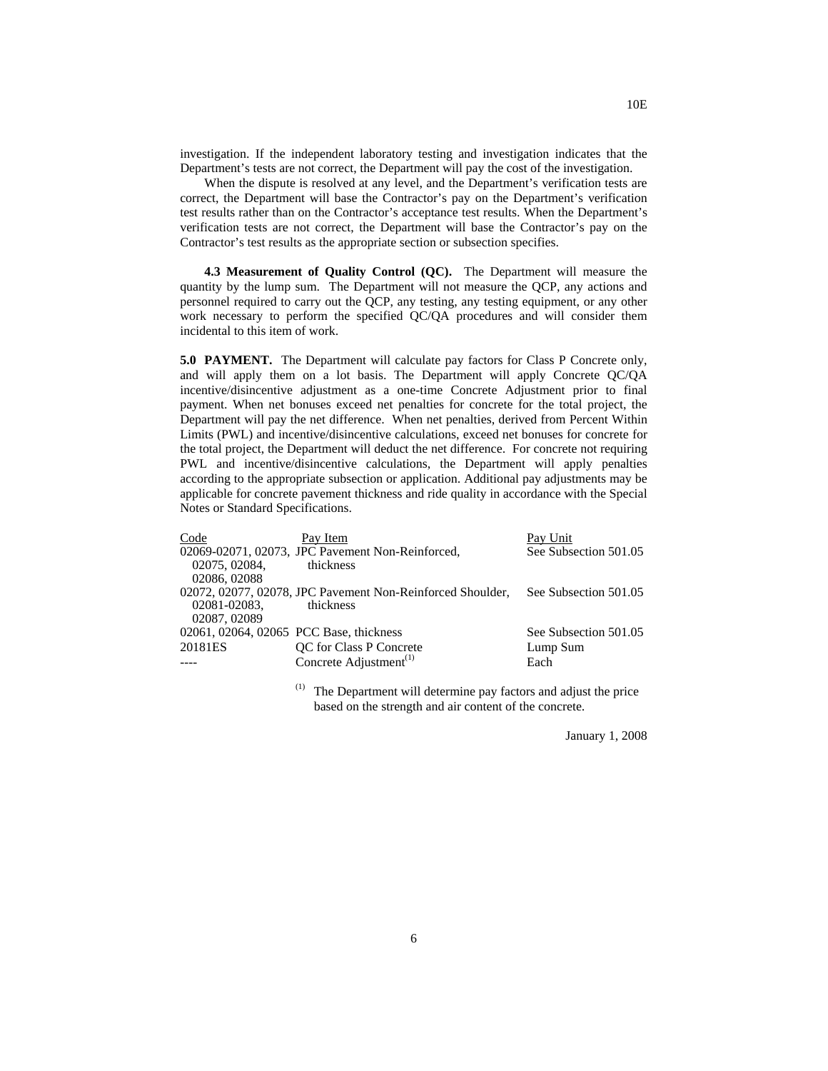investigation. If the independent laboratory testing and investigation indicates that the Department's tests are not correct, the Department will pay the cost of the investigation.

When the dispute is resolved at any level, and the Department's verification tests are correct, the Department will base the Contractor's pay on the Department's verification test results rather than on the Contractor's acceptance test results. When the Department's verification tests are not correct, the Department will base the Contractor's pay on the Contractor's test results as the appropriate section or subsection specifies.

**4.3 Measurement of Quality Control (QC).** The Department will measure the quantity by the lump sum. The Department will not measure the QCP, any actions and personnel required to carry out the QCP, any testing, any testing equipment, or any other work necessary to perform the specified QC/QA procedures and will consider them incidental to this item of work.

**5.0 PAYMENT.** The Department will calculate pay factors for Class P Concrete only, and will apply them on a lot basis. The Department will apply Concrete QC/QA incentive/disincentive adjustment as a one-time Concrete Adjustment prior to final payment. When net bonuses exceed net penalties for concrete for the total project, the Department will pay the net difference. When net penalties, derived from Percent Within Limits (PWL) and incentive/disincentive calculations, exceed net bonuses for concrete for the total project, the Department will deduct the net difference. For concrete not requiring PWL and incentive/disincentive calculations, the Department will apply penalties according to the appropriate subsection or application. Additional pay adjustments may be applicable for concrete pavement thickness and ride quality in accordance with the Special Notes or Standard Specifications.

| Code | Pay Item | Pay Unit |
|---|---|---|
| 02069-02071, 02073, 02075, 02084, 02086, 02088 | JPC Pavement Non-Reinforced, thickness | See Subsection 501.05 |
| 02072, 02077, 02078, 02081-02083, 02087, 02089 | JPC Pavement Non-Reinforced Shoulder, thickness | See Subsection 501.05 |
| 02061, 02064, 02065 | PCC Base, thickness | See Subsection 501.05 |
| 20181ES | QC for Class P Concrete | Lump Sum |
| ---- | Concrete Adjustment[1] | Each |

[1] The Department will determine pay factors and adjust the price based on the strength and air content of the concrete.

January 1, 2008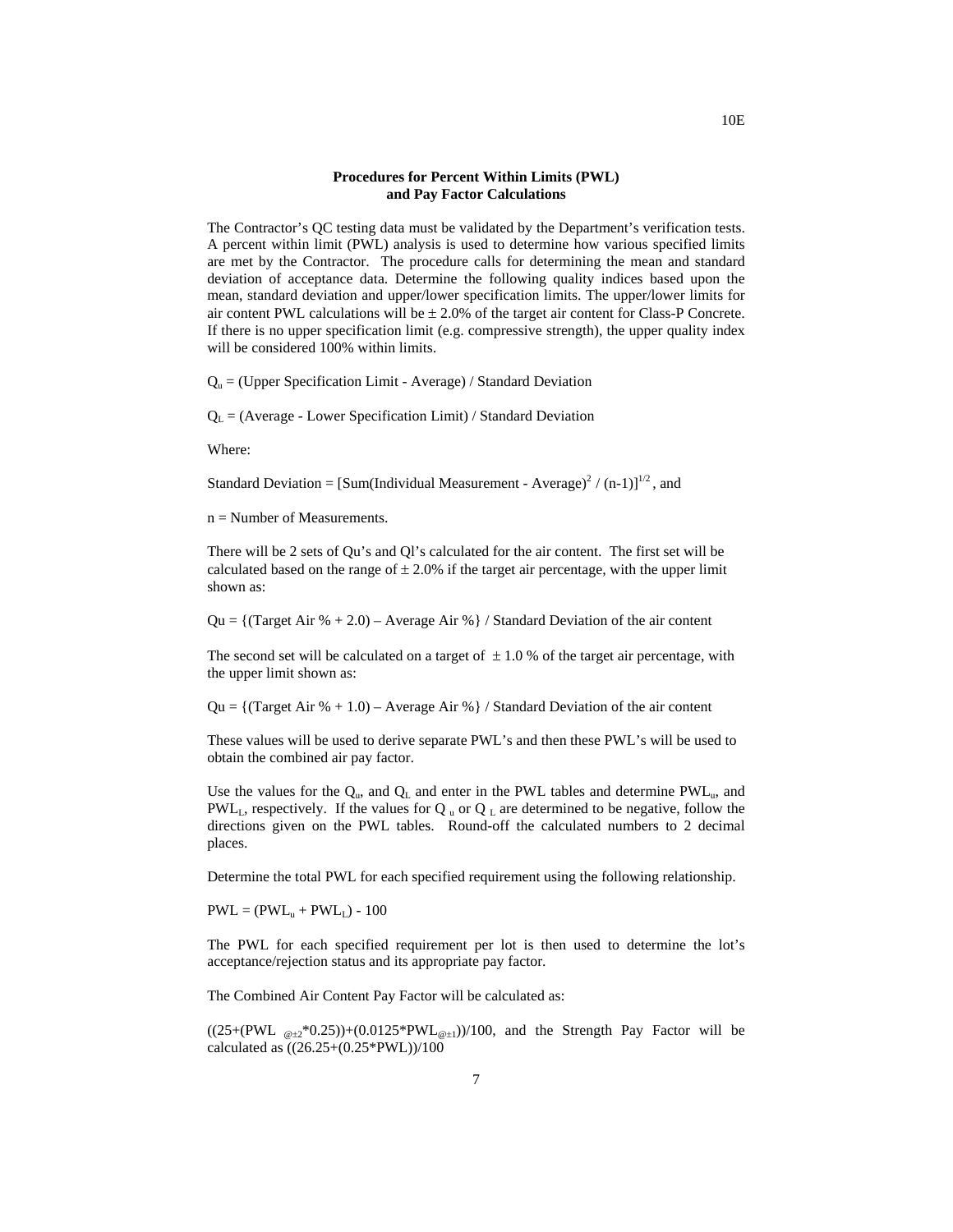## Procedures for Percent Within Limits (PWL) and Pay Factor Calculations

The Contractor's QC testing data must be validated by the Department's verification tests. A percent within limit (PWL) analysis is used to determine how various specified limits are met by the Contractor. The procedure calls for determining the mean and standard deviation of acceptance data. Determine the following quality indices based upon the mean, standard deviation and upper/lower specification limits. The upper/lower limits for air content PWL calculations will be ± 2.0% of the target air content for Class-P Concrete. If there is no upper specification limit (e.g. compressive strength), the upper quality index will be considered 100% within limits.

$Q_u$ = (Upper Specification Limit - Average) / Standard Deviation

$Q_L$ = (Average - Lower Specification Limit) / Standard Deviation

Where:

Standard Deviation = $[\text{Sum}(\text{Individual Measurement - Average})^2 / (n-1)]^{1/2}$, and

n = Number of Measurements.

There will be 2 sets of Qu's and Ql's calculated for the air content. The first set will be calculated based on the range of ± 2.0% if the target air percentage, with the upper limit shown as:

Qu = {(Target Air % + 2.0) – Average Air %} / Standard Deviation of the air content

The second set will be calculated on a target of ± 1.0 % of the target air percentage, with the upper limit shown as:

Qu = {(Target Air % + 1.0) – Average Air %} / Standard Deviation of the air content

These values will be used to derive separate PWL's and then these PWL's will be used to obtain the combined air pay factor.

Use the values for the $Q_u$, and $Q_L$ and enter in the PWL tables and determine $PWL_u$, and $PWL_L$, respectively. If the values for $Q_u$ or $Q_L$ are determined to be negative, follow the directions given on the PWL tables. Round-off the calculated numbers to 2 decimal places.

Determine the total PWL for each specified requirement using the following relationship.

$PWL = (PWL_u + PWL_L) - 100$

The PWL for each specified requirement per lot is then used to determine the lot's acceptance/rejection status and its appropriate pay factor.

The Combined Air Content Pay Factor will be calculated as:

$((25+(PWL_{@\pm 2}*0.25))+(0.0125*PWL_{@\pm 1}))/100$, and the Strength Pay Factor will be calculated as $((26.25+(0.25*PWL))/100$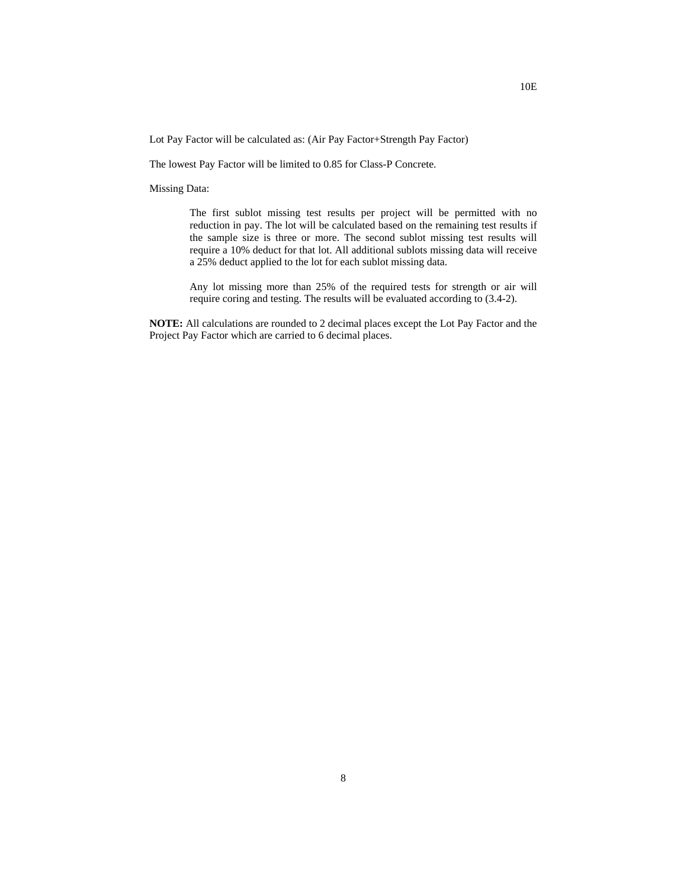Lot Pay Factor will be calculated as: (Air Pay Factor+Strength Pay Factor)

The lowest Pay Factor will be limited to 0.85 for Class-P Concrete.

Missing Data:

> The first sublot missing test results per project will be permitted with no reduction in pay. The lot will be calculated based on the remaining test results if the sample size is three or more. The second sublot missing test results will require a 10% deduct for that lot. All additional sublots missing data will receive a 25% deduct applied to the lot for each sublot missing data.
>
> Any lot missing more than 25% of the required tests for strength or air will require coring and testing. The results will be evaluated according to (3.4-2).

**NOTE:** All calculations are rounded to 2 decimal places except the Lot Pay Factor and the Project Pay Factor which are carried to 6 decimal places.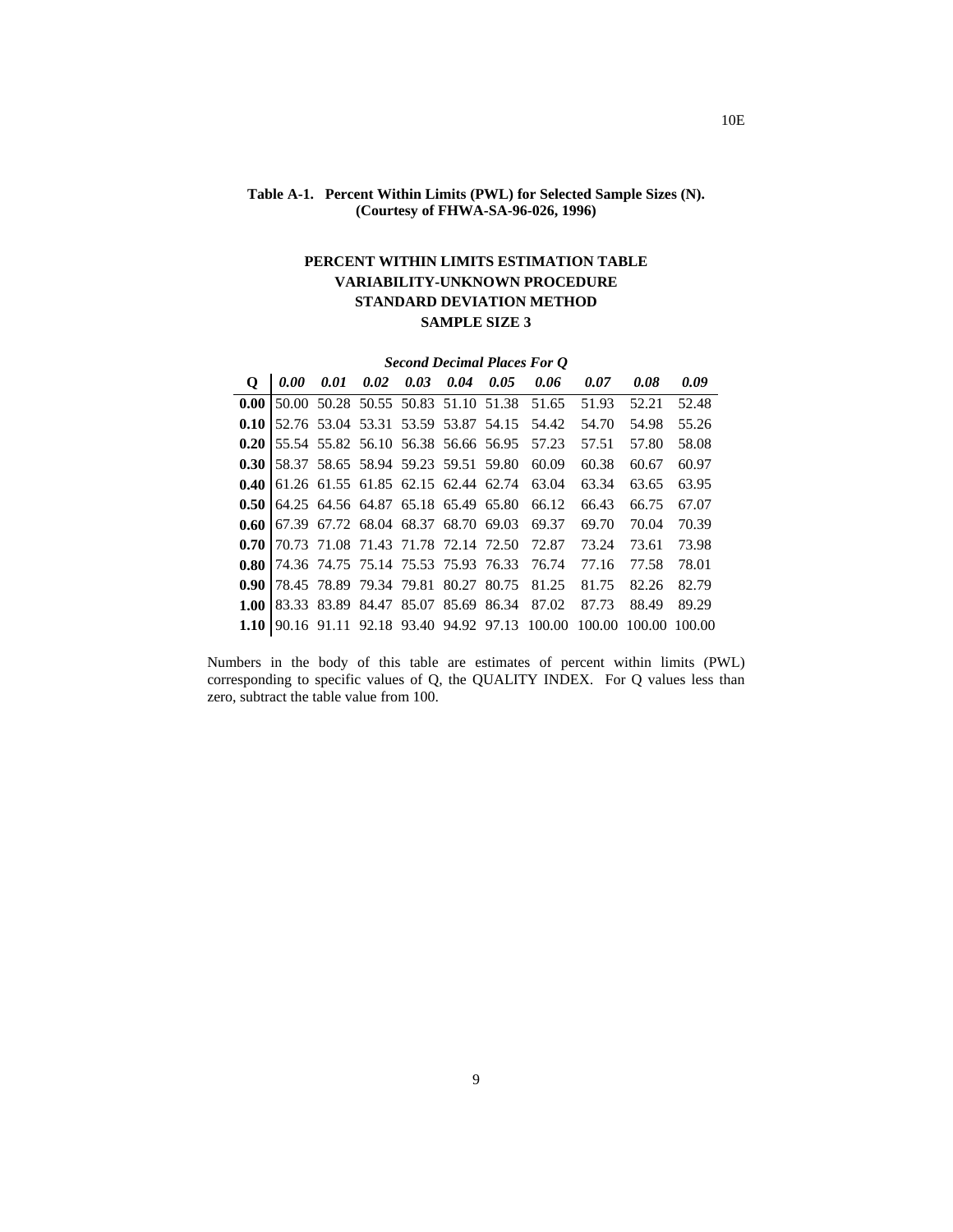**Table A-1. Percent Within Limits (PWL) for Selected Sample Sizes (N). (Courtesy of FHWA-SA-96-026, 1996)**

### PERCENT WITHIN LIMITS ESTIMATION TABLE
### VARIABILITY-UNKNOWN PROCEDURE
### STANDARD DEVIATION METHOD
### SAMPLE SIZE 3

| | *Second Decimal Places For Q* | | | | | | | | | |
|---|---|---|---|---|---|---|---|---|---|---|
| **Q** | ***0.00*** | ***0.01*** | ***0.02*** | ***0.03*** | ***0.04*** | ***0.05*** | ***0.06*** | ***0.07*** | ***0.08*** | ***0.09*** |
| **0.00** | 50.00 | 50.28 | 50.55 | 50.83 | 51.10 | 51.38 | 51.65 | 51.93 | 52.21 | 52.48 |
| **0.10** | 52.76 | 53.04 | 53.31 | 53.59 | 53.87 | 54.15 | 54.42 | 54.70 | 54.98 | 55.26 |
| **0.20** | 55.54 | 55.82 | 56.10 | 56.38 | 56.66 | 56.95 | 57.23 | 57.51 | 57.80 | 58.08 |
| **0.30** | 58.37 | 58.65 | 58.94 | 59.23 | 59.51 | 59.80 | 60.09 | 60.38 | 60.67 | 60.97 |
| **0.40** | 61.26 | 61.55 | 61.85 | 62.15 | 62.44 | 62.74 | 63.04 | 63.34 | 63.65 | 63.95 |
| **0.50** | 64.25 | 64.56 | 64.87 | 65.18 | 65.49 | 65.80 | 66.12 | 66.43 | 66.75 | 67.07 |
| **0.60** | 67.39 | 67.72 | 68.04 | 68.37 | 68.70 | 69.03 | 69.37 | 69.70 | 70.04 | 70.39 |
| **0.70** | 70.73 | 71.08 | 71.43 | 71.78 | 72.14 | 72.50 | 72.87 | 73.24 | 73.61 | 73.98 |
| **0.80** | 74.36 | 74.75 | 75.14 | 75.53 | 75.93 | 76.33 | 76.74 | 77.16 | 77.58 | 78.01 |
| **0.90** | 78.45 | 78.89 | 79.34 | 79.81 | 80.27 | 80.75 | 81.25 | 81.75 | 82.26 | 82.79 |
| **1.00** | 83.33 | 83.89 | 84.47 | 85.07 | 85.69 | 86.34 | 87.02 | 87.73 | 88.49 | 89.29 |
| **1.10** | 90.16 | 91.11 | 92.18 | 93.40 | 94.92 | 97.13 | 100.00 | 100.00 | 100.00 | 100.00 |

Numbers in the body of this table are estimates of percent within limits (PWL) corresponding to specific values of Q, the QUALITY INDEX. For Q values less than zero, subtract the table value from 100.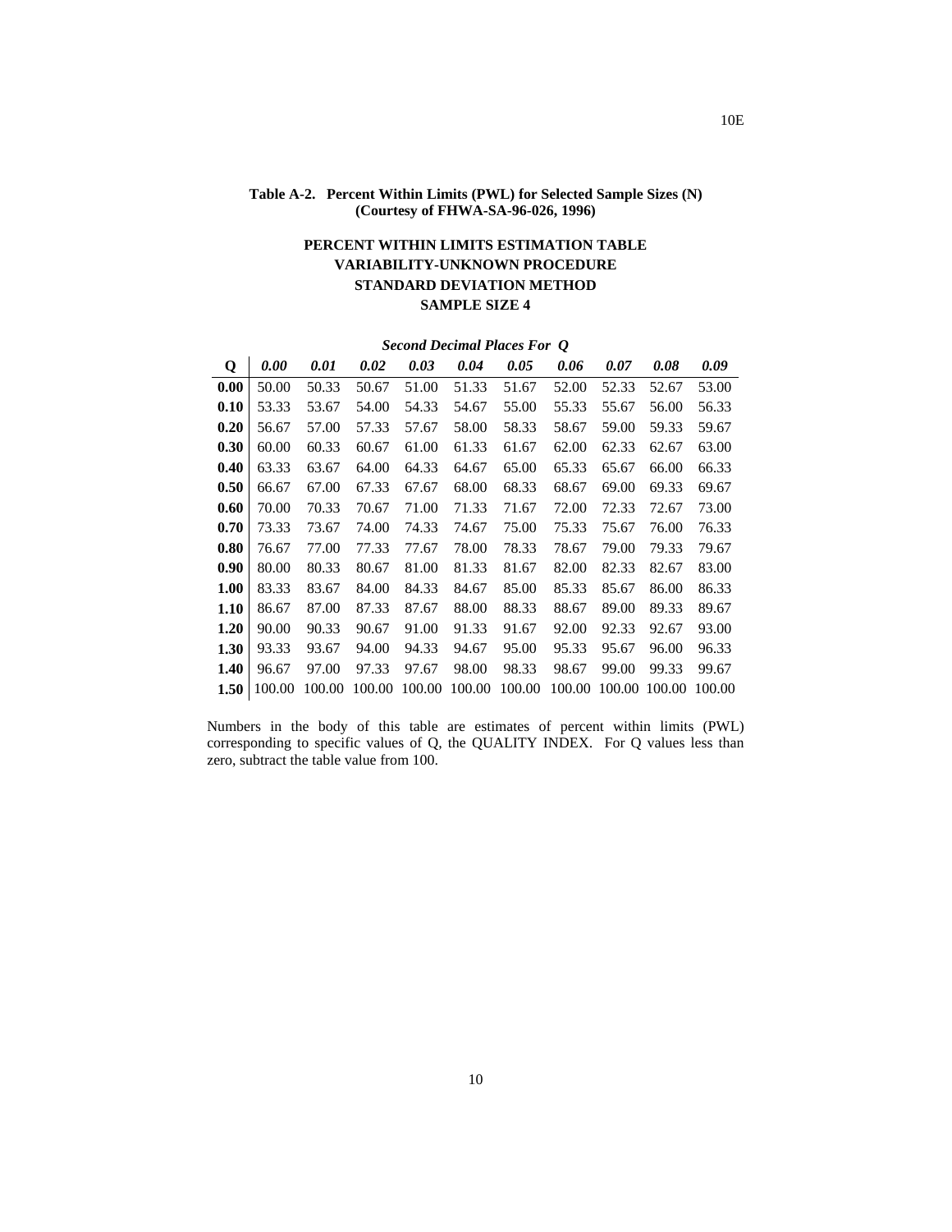**Table A-2. Percent Within Limits (PWL) for Selected Sample Sizes (N) (Courtesy of FHWA-SA-96-026, 1996)**

**PERCENT WITHIN LIMITS ESTIMATION TABLE**
**VARIABILITY-UNKNOWN PROCEDURE**
**STANDARD DEVIATION METHOD**
**SAMPLE SIZE 4**

| | ***Second Decimal Places For Q*** | | | | | | | | | |
|---|---|---|---|---|---|---|---|---|---|---|
| **Q** | ***0.00*** | ***0.01*** | ***0.02*** | ***0.03*** | ***0.04*** | ***0.05*** | ***0.06*** | ***0.07*** | ***0.08*** | ***0.09*** |
| **0.00** | 50.00 | 50.33 | 50.67 | 51.00 | 51.33 | 51.67 | 52.00 | 52.33 | 52.67 | 53.00 |
| **0.10** | 53.33 | 53.67 | 54.00 | 54.33 | 54.67 | 55.00 | 55.33 | 55.67 | 56.00 | 56.33 |
| **0.20** | 56.67 | 57.00 | 57.33 | 57.67 | 58.00 | 58.33 | 58.67 | 59.00 | 59.33 | 59.67 |
| **0.30** | 60.00 | 60.33 | 60.67 | 61.00 | 61.33 | 61.67 | 62.00 | 62.33 | 62.67 | 63.00 |
| **0.40** | 63.33 | 63.67 | 64.00 | 64.33 | 64.67 | 65.00 | 65.33 | 65.67 | 66.00 | 66.33 |
| **0.50** | 66.67 | 67.00 | 67.33 | 67.67 | 68.00 | 68.33 | 68.67 | 69.00 | 69.33 | 69.67 |
| **0.60** | 70.00 | 70.33 | 70.67 | 71.00 | 71.33 | 71.67 | 72.00 | 72.33 | 72.67 | 73.00 |
| **0.70** | 73.33 | 73.67 | 74.00 | 74.33 | 74.67 | 75.00 | 75.33 | 75.67 | 76.00 | 76.33 |
| **0.80** | 76.67 | 77.00 | 77.33 | 77.67 | 78.00 | 78.33 | 78.67 | 79.00 | 79.33 | 79.67 |
| **0.90** | 80.00 | 80.33 | 80.67 | 81.00 | 81.33 | 81.67 | 82.00 | 82.33 | 82.67 | 83.00 |
| **1.00** | 83.33 | 83.67 | 84.00 | 84.33 | 84.67 | 85.00 | 85.33 | 85.67 | 86.00 | 86.33 |
| **1.10** | 86.67 | 87.00 | 87.33 | 87.67 | 88.00 | 88.33 | 88.67 | 89.00 | 89.33 | 89.67 |
| **1.20** | 90.00 | 90.33 | 90.67 | 91.00 | 91.33 | 91.67 | 92.00 | 92.33 | 92.67 | 93.00 |
| **1.30** | 93.33 | 93.67 | 94.00 | 94.33 | 94.67 | 95.00 | 95.33 | 95.67 | 96.00 | 96.33 |
| **1.40** | 96.67 | 97.00 | 97.33 | 97.67 | 98.00 | 98.33 | 98.67 | 99.00 | 99.33 | 99.67 |
| **1.50** | 100.00 | 100.00 | 100.00 | 100.00 | 100.00 | 100.00 | 100.00 | 100.00 | 100.00 | 100.00 |

Numbers in the body of this table are estimates of percent within limits (PWL) corresponding to specific values of Q, the QUALITY INDEX. For Q values less than zero, subtract the table value from 100.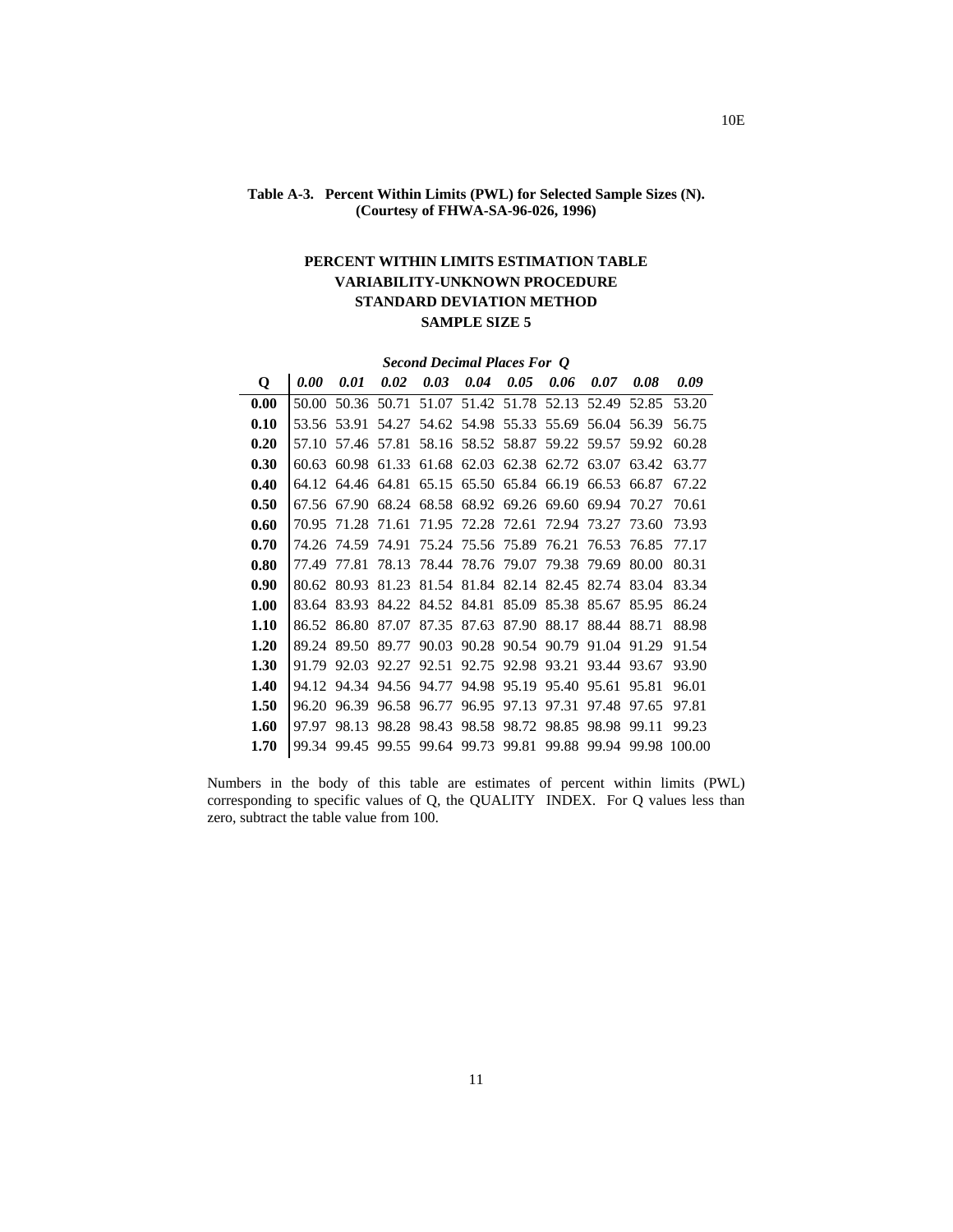**Table A-3. Percent Within Limits (PWL) for Selected Sample Sizes (N). (Courtesy of FHWA-SA-96-026, 1996)**

**PERCENT WITHIN LIMITS ESTIMATION TABLE**
**VARIABILITY-UNKNOWN PROCEDURE**
**STANDARD DEVIATION METHOD**
**SAMPLE SIZE 5**

| | ***Second Decimal Places For Q*** | | | | | | | | | |
|---|---|---|---|---|---|---|---|---|---|---|
| **Q** | ***0.00*** | ***0.01*** | ***0.02*** | ***0.03*** | ***0.04*** | ***0.05*** | ***0.06*** | ***0.07*** | ***0.08*** | ***0.09*** |
| **0.00** | 50.00 | 50.36 | 50.71 | 51.07 | 51.42 | 51.78 | 52.13 | 52.49 | 52.85 | 53.20 |
| **0.10** | 53.56 | 53.91 | 54.27 | 54.62 | 54.98 | 55.33 | 55.69 | 56.04 | 56.39 | 56.75 |
| **0.20** | 57.10 | 57.46 | 57.81 | 58.16 | 58.52 | 58.87 | 59.22 | 59.57 | 59.92 | 60.28 |
| **0.30** | 60.63 | 60.98 | 61.33 | 61.68 | 62.03 | 62.38 | 62.72 | 63.07 | 63.42 | 63.77 |
| **0.40** | 64.12 | 64.46 | 64.81 | 65.15 | 65.50 | 65.84 | 66.19 | 66.53 | 66.87 | 67.22 |
| **0.50** | 67.56 | 67.90 | 68.24 | 68.58 | 68.92 | 69.26 | 69.60 | 69.94 | 70.27 | 70.61 |
| **0.60** | 70.95 | 71.28 | 71.61 | 71.95 | 72.28 | 72.61 | 72.94 | 73.27 | 73.60 | 73.93 |
| **0.70** | 74.26 | 74.59 | 74.91 | 75.24 | 75.56 | 75.89 | 76.21 | 76.53 | 76.85 | 77.17 |
| **0.80** | 77.49 | 77.81 | 78.13 | 78.44 | 78.76 | 79.07 | 79.38 | 79.69 | 80.00 | 80.31 |
| **0.90** | 80.62 | 80.93 | 81.23 | 81.54 | 81.84 | 82.14 | 82.45 | 82.74 | 83.04 | 83.34 |
| **1.00** | 83.64 | 83.93 | 84.22 | 84.52 | 84.81 | 85.09 | 85.38 | 85.67 | 85.95 | 86.24 |
| **1.10** | 86.52 | 86.80 | 87.07 | 87.35 | 87.63 | 87.90 | 88.17 | 88.44 | 88.71 | 88.98 |
| **1.20** | 89.24 | 89.50 | 89.77 | 90.03 | 90.28 | 90.54 | 90.79 | 91.04 | 91.29 | 91.54 |
| **1.30** | 91.79 | 92.03 | 92.27 | 92.51 | 92.75 | 92.98 | 93.21 | 93.44 | 93.67 | 93.90 |
| **1.40** | 94.12 | 94.34 | 94.56 | 94.77 | 94.98 | 95.19 | 95.40 | 95.61 | 95.81 | 96.01 |
| **1.50** | 96.20 | 96.39 | 96.58 | 96.77 | 96.95 | 97.13 | 97.31 | 97.48 | 97.65 | 97.81 |
| **1.60** | 97.97 | 98.13 | 98.28 | 98.43 | 98.58 | 98.72 | 98.85 | 98.98 | 99.11 | 99.23 |
| **1.70** | 99.34 | 99.45 | 99.55 | 99.64 | 99.73 | 99.81 | 99.88 | 99.94 | 99.98 | 100.00 |

Numbers in the body of this table are estimates of percent within limits (PWL) corresponding to specific values of Q, the QUALITY INDEX. For Q values less than zero, subtract the table value from 100.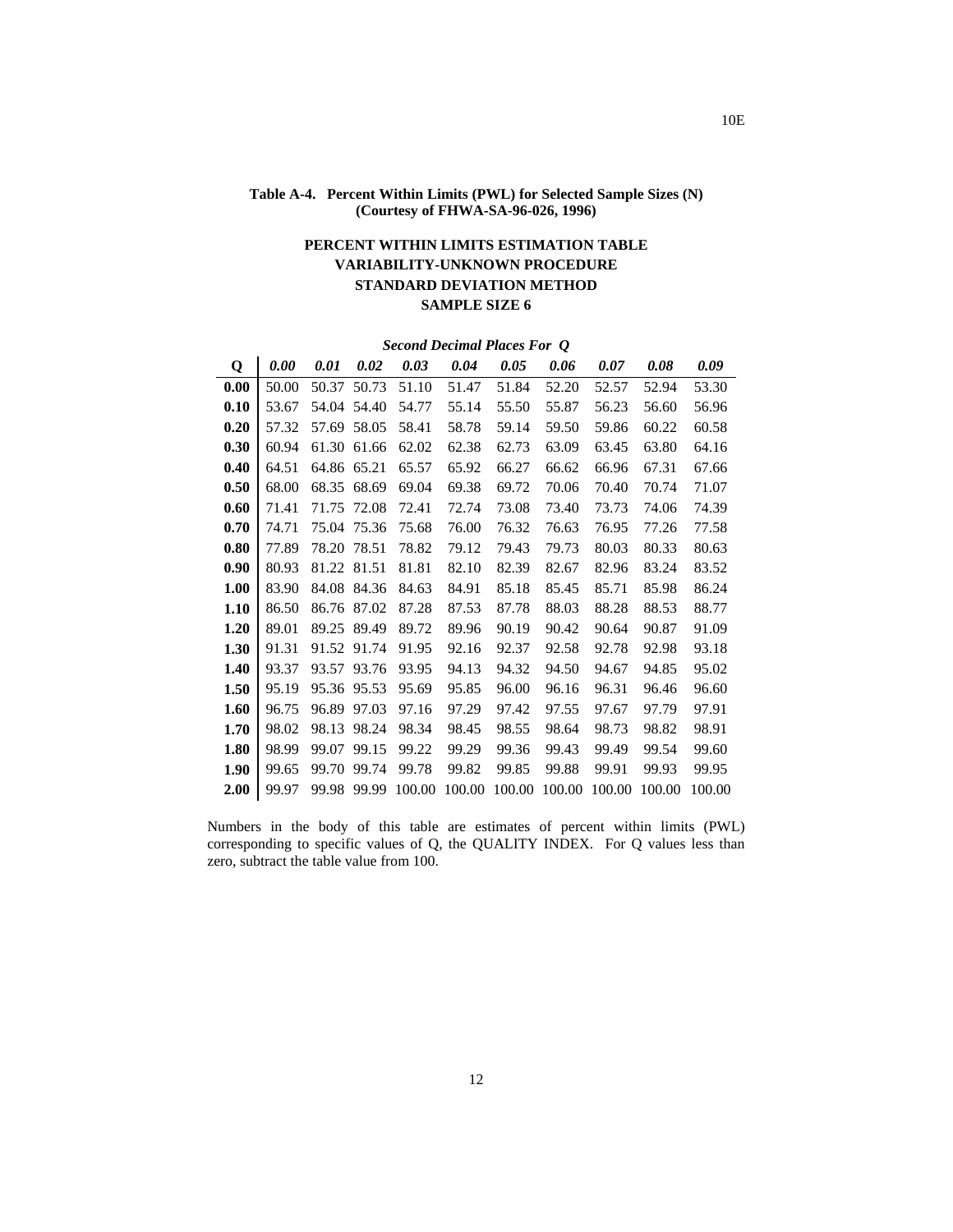**Table A-4. Percent Within Limits (PWL) for Selected Sample Sizes (N) (Courtesy of FHWA-SA-96-026, 1996)**

**PERCENT WITHIN LIMITS ESTIMATION TABLE**
**VARIABILITY-UNKNOWN PROCEDURE**
**STANDARD DEVIATION METHOD**
**SAMPLE SIZE 6**

| | ***Second Decimal Places For Q*** | | | | | | | | | |
|---|---|---|---|---|---|---|---|---|---|---|
| **Q** | ***0.00*** | ***0.01*** | ***0.02*** | ***0.03*** | ***0.04*** | ***0.05*** | ***0.06*** | ***0.07*** | ***0.08*** | ***0.09*** |
| **0.00** | 50.00 | 50.37 | 50.73 | 51.10 | 51.47 | 51.84 | 52.20 | 52.57 | 52.94 | 53.30 |
| **0.10** | 53.67 | 54.04 | 54.40 | 54.77 | 55.14 | 55.50 | 55.87 | 56.23 | 56.60 | 56.96 |
| **0.20** | 57.32 | 57.69 | 58.05 | 58.41 | 58.78 | 59.14 | 59.50 | 59.86 | 60.22 | 60.58 |
| **0.30** | 60.94 | 61.30 | 61.66 | 62.02 | 62.38 | 62.73 | 63.09 | 63.45 | 63.80 | 64.16 |
| **0.40** | 64.51 | 64.86 | 65.21 | 65.57 | 65.92 | 66.27 | 66.62 | 66.96 | 67.31 | 67.66 |
| **0.50** | 68.00 | 68.35 | 68.69 | 69.04 | 69.38 | 69.72 | 70.06 | 70.40 | 70.74 | 71.07 |
| **0.60** | 71.41 | 71.75 | 72.08 | 72.41 | 72.74 | 73.08 | 73.40 | 73.73 | 74.06 | 74.39 |
| **0.70** | 74.71 | 75.04 | 75.36 | 75.68 | 76.00 | 76.32 | 76.63 | 76.95 | 77.26 | 77.58 |
| **0.80** | 77.89 | 78.20 | 78.51 | 78.82 | 79.12 | 79.43 | 79.73 | 80.03 | 80.33 | 80.63 |
| **0.90** | 80.93 | 81.22 | 81.51 | 81.81 | 82.10 | 82.39 | 82.67 | 82.96 | 83.24 | 83.52 |
| **1.00** | 83.90 | 84.08 | 84.36 | 84.63 | 84.91 | 85.18 | 85.45 | 85.71 | 85.98 | 86.24 |
| **1.10** | 86.50 | 86.76 | 87.02 | 87.28 | 87.53 | 87.78 | 88.03 | 88.28 | 88.53 | 88.77 |
| **1.20** | 89.01 | 89.25 | 89.49 | 89.72 | 89.96 | 90.19 | 90.42 | 90.64 | 90.87 | 91.09 |
| **1.30** | 91.31 | 91.52 | 91.74 | 91.95 | 92.16 | 92.37 | 92.58 | 92.78 | 92.98 | 93.18 |
| **1.40** | 93.37 | 93.57 | 93.76 | 93.95 | 94.13 | 94.32 | 94.50 | 94.67 | 94.85 | 95.02 |
| **1.50** | 95.19 | 95.36 | 95.53 | 95.69 | 95.85 | 96.00 | 96.16 | 96.31 | 96.46 | 96.60 |
| **1.60** | 96.75 | 96.89 | 97.03 | 97.16 | 97.29 | 97.42 | 97.55 | 97.67 | 97.79 | 97.91 |
| **1.70** | 98.02 | 98.13 | 98.24 | 98.34 | 98.45 | 98.55 | 98.64 | 98.73 | 98.82 | 98.91 |
| **1.80** | 98.99 | 99.07 | 99.15 | 99.22 | 99.29 | 99.36 | 99.43 | 99.49 | 99.54 | 99.60 |
| **1.90** | 99.65 | 99.70 | 99.74 | 99.78 | 99.82 | 99.85 | 99.88 | 99.91 | 99.93 | 99.95 |
| **2.00** | 99.97 | 99.98 | 99.99 | 100.00 | 100.00 | 100.00 | 100.00 | 100.00 | 100.00 | 100.00 |

Numbers in the body of this table are estimates of percent within limits (PWL) corresponding to specific values of Q, the QUALITY INDEX. For Q values less than zero, subtract the table value from 100.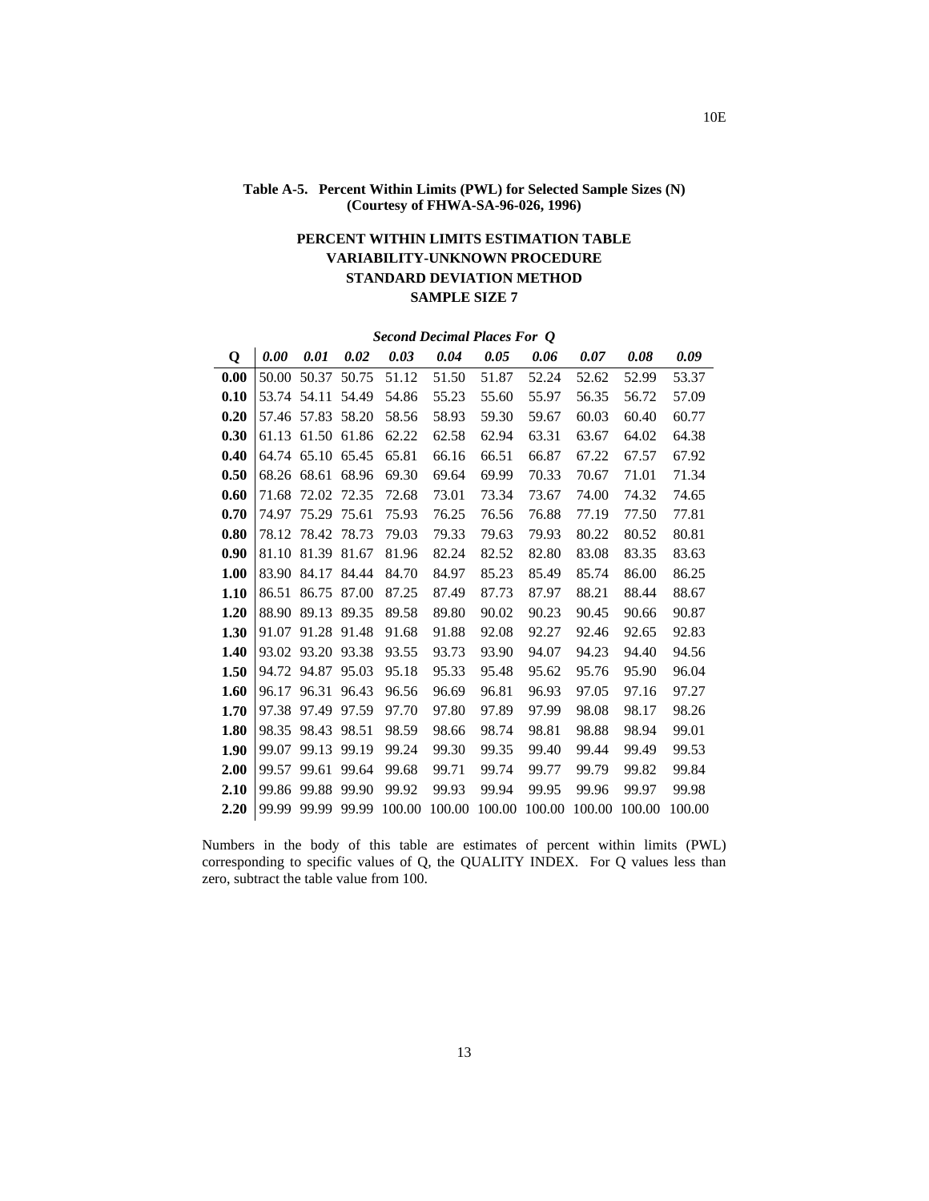**Table A-5. Percent Within Limits (PWL) for Selected Sample Sizes (N) (Courtesy of FHWA-SA-96-026, 1996)**

**PERCENT WITHIN LIMITS ESTIMATION TABLE**
**VARIABILITY-UNKNOWN PROCEDURE**
**STANDARD DEVIATION METHOD**
**SAMPLE SIZE 7**

| | *Second Decimal Places For Q* | | | | | | | | | |
|---|---|---|---|---|---|---|---|---|---|---|
| **Q** | ***0.00*** | ***0.01*** | ***0.02*** | ***0.03*** | ***0.04*** | ***0.05*** | ***0.06*** | ***0.07*** | ***0.08*** | ***0.09*** |
| **0.00** | 50.00 | 50.37 | 50.75 | 51.12 | 51.50 | 51.87 | 52.24 | 52.62 | 52.99 | 53.37 |
| **0.10** | 53.74 | 54.11 | 54.49 | 54.86 | 55.23 | 55.60 | 55.97 | 56.35 | 56.72 | 57.09 |
| **0.20** | 57.46 | 57.83 | 58.20 | 58.56 | 58.93 | 59.30 | 59.67 | 60.03 | 60.40 | 60.77 |
| **0.30** | 61.13 | 61.50 | 61.86 | 62.22 | 62.58 | 62.94 | 63.31 | 63.67 | 64.02 | 64.38 |
| **0.40** | 64.74 | 65.10 | 65.45 | 65.81 | 66.16 | 66.51 | 66.87 | 67.22 | 67.57 | 67.92 |
| **0.50** | 68.26 | 68.61 | 68.96 | 69.30 | 69.64 | 69.99 | 70.33 | 70.67 | 71.01 | 71.34 |
| **0.60** | 71.68 | 72.02 | 72.35 | 72.68 | 73.01 | 73.34 | 73.67 | 74.00 | 74.32 | 74.65 |
| **0.70** | 74.97 | 75.29 | 75.61 | 75.93 | 76.25 | 76.56 | 76.88 | 77.19 | 77.50 | 77.81 |
| **0.80** | 78.12 | 78.42 | 78.73 | 79.03 | 79.33 | 79.63 | 79.93 | 80.22 | 80.52 | 80.81 |
| **0.90** | 81.10 | 81.39 | 81.67 | 81.96 | 82.24 | 82.52 | 82.80 | 83.08 | 83.35 | 83.63 |
| **1.00** | 83.90 | 84.17 | 84.44 | 84.70 | 84.97 | 85.23 | 85.49 | 85.74 | 86.00 | 86.25 |
| **1.10** | 86.51 | 86.75 | 87.00 | 87.25 | 87.49 | 87.73 | 87.97 | 88.21 | 88.44 | 88.67 |
| **1.20** | 88.90 | 89.13 | 89.35 | 89.58 | 89.80 | 90.02 | 90.23 | 90.45 | 90.66 | 90.87 |
| **1.30** | 91.07 | 91.28 | 91.48 | 91.68 | 91.88 | 92.08 | 92.27 | 92.46 | 92.65 | 92.83 |
| **1.40** | 93.02 | 93.20 | 93.38 | 93.55 | 93.73 | 93.90 | 94.07 | 94.23 | 94.40 | 94.56 |
| **1.50** | 94.72 | 94.87 | 95.03 | 95.18 | 95.33 | 95.48 | 95.62 | 95.76 | 95.90 | 96.04 |
| **1.60** | 96.17 | 96.31 | 96.43 | 96.56 | 96.69 | 96.81 | 96.93 | 97.05 | 97.16 | 97.27 |
| **1.70** | 97.38 | 97.49 | 97.59 | 97.70 | 97.80 | 97.89 | 97.99 | 98.08 | 98.17 | 98.26 |
| **1.80** | 98.35 | 98.43 | 98.51 | 98.59 | 98.66 | 98.74 | 98.81 | 98.88 | 98.94 | 99.01 |
| **1.90** | 99.07 | 99.13 | 99.19 | 99.24 | 99.30 | 99.35 | 99.40 | 99.44 | 99.49 | 99.53 |
| **2.00** | 99.57 | 99.61 | 99.64 | 99.68 | 99.71 | 99.74 | 99.77 | 99.79 | 99.82 | 99.84 |
| **2.10** | 99.86 | 99.88 | 99.90 | 99.92 | 99.93 | 99.94 | 99.95 | 99.96 | 99.97 | 99.98 |
| **2.20** | 99.99 | 99.99 | 99.99 | 100.00 | 100.00 | 100.00 | 100.00 | 100.00 | 100.00 | 100.00 |

Numbers in the body of this table are estimates of percent within limits (PWL) corresponding to specific values of Q, the QUALITY INDEX. For Q values less than zero, subtract the table value from 100.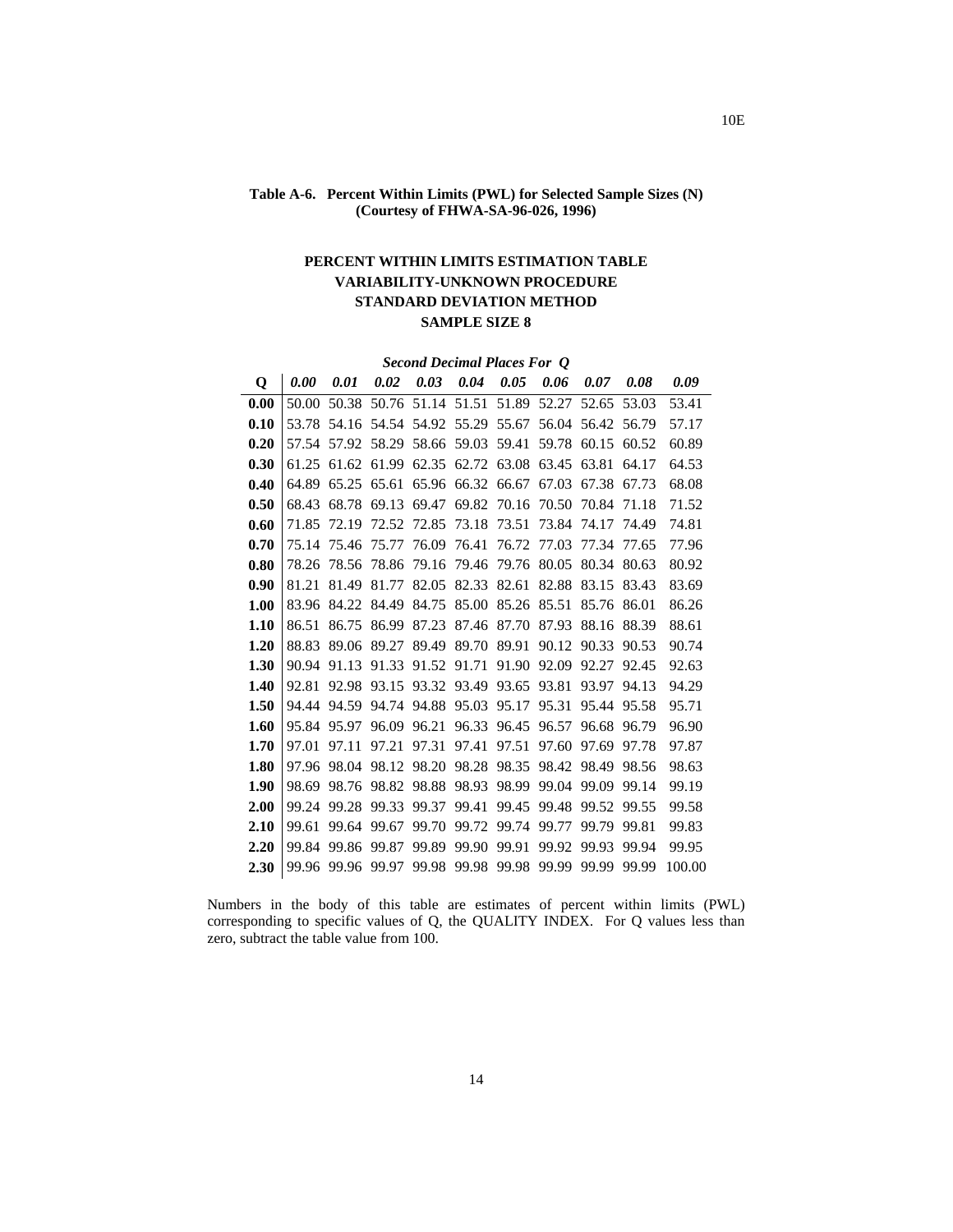**Table A-6. Percent Within Limits (PWL) for Selected Sample Sizes (N) (Courtesy of FHWA-SA-96-026, 1996)**

**PERCENT WITHIN LIMITS ESTIMATION TABLE**
**VARIABILITY-UNKNOWN PROCEDURE**
**STANDARD DEVIATION METHOD**
**SAMPLE SIZE 8**

| | *Second Decimal Places For Q* | | | | | | | | | |
|---|---|---|---|---|---|---|---|---|---|---|
| **Q** | ***0.00*** | ***0.01*** | ***0.02*** | ***0.03*** | ***0.04*** | ***0.05*** | ***0.06*** | ***0.07*** | ***0.08*** | ***0.09*** |
| **0.00** | 50.00 | 50.38 | 50.76 | 51.14 | 51.51 | 51.89 | 52.27 | 52.65 | 53.03 | 53.41 |
| **0.10** | 53.78 | 54.16 | 54.54 | 54.92 | 55.29 | 55.67 | 56.04 | 56.42 | 56.79 | 57.17 |
| **0.20** | 57.54 | 57.92 | 58.29 | 58.66 | 59.03 | 59.41 | 59.78 | 60.15 | 60.52 | 60.89 |
| **0.30** | 61.25 | 61.62 | 61.99 | 62.35 | 62.72 | 63.08 | 63.45 | 63.81 | 64.17 | 64.53 |
| **0.40** | 64.89 | 65.25 | 65.61 | 65.96 | 66.32 | 66.67 | 67.03 | 67.38 | 67.73 | 68.08 |
| **0.50** | 68.43 | 68.78 | 69.13 | 69.47 | 69.82 | 70.16 | 70.50 | 70.84 | 71.18 | 71.52 |
| **0.60** | 71.85 | 72.19 | 72.52 | 72.85 | 73.18 | 73.51 | 73.84 | 74.17 | 74.49 | 74.81 |
| **0.70** | 75.14 | 75.46 | 75.77 | 76.09 | 76.41 | 76.72 | 77.03 | 77.34 | 77.65 | 77.96 |
| **0.80** | 78.26 | 78.56 | 78.86 | 79.16 | 79.46 | 79.76 | 80.05 | 80.34 | 80.63 | 80.92 |
| **0.90** | 81.21 | 81.49 | 81.77 | 82.05 | 82.33 | 82.61 | 82.88 | 83.15 | 83.43 | 83.69 |
| **1.00** | 83.96 | 84.22 | 84.49 | 84.75 | 85.00 | 85.26 | 85.51 | 85.76 | 86.01 | 86.26 |
| **1.10** | 86.51 | 86.75 | 86.99 | 87.23 | 87.46 | 87.70 | 87.93 | 88.16 | 88.39 | 88.61 |
| **1.20** | 88.83 | 89.06 | 89.27 | 89.49 | 89.70 | 89.91 | 90.12 | 90.33 | 90.53 | 90.74 |
| **1.30** | 90.94 | 91.13 | 91.33 | 91.52 | 91.71 | 91.90 | 92.09 | 92.27 | 92.45 | 92.63 |
| **1.40** | 92.81 | 92.98 | 93.15 | 93.32 | 93.49 | 93.65 | 93.81 | 93.97 | 94.13 | 94.29 |
| **1.50** | 94.44 | 94.59 | 94.74 | 94.88 | 95.03 | 95.17 | 95.31 | 95.44 | 95.58 | 95.71 |
| **1.60** | 95.84 | 95.97 | 96.09 | 96.21 | 96.33 | 96.45 | 96.57 | 96.68 | 96.79 | 96.90 |
| **1.70** | 97.01 | 97.11 | 97.21 | 97.31 | 97.41 | 97.51 | 97.60 | 97.69 | 97.78 | 97.87 |
| **1.80** | 97.96 | 98.04 | 98.12 | 98.20 | 98.28 | 98.35 | 98.42 | 98.49 | 98.56 | 98.63 |
| **1.90** | 98.69 | 98.76 | 98.82 | 98.88 | 98.93 | 98.99 | 99.04 | 99.09 | 99.14 | 99.19 |
| **2.00** | 99.24 | 99.28 | 99.33 | 99.37 | 99.41 | 99.45 | 99.48 | 99.52 | 99.55 | 99.58 |
| **2.10** | 99.61 | 99.64 | 99.67 | 99.70 | 99.72 | 99.74 | 99.77 | 99.79 | 99.81 | 99.83 |
| **2.20** | 99.84 | 99.86 | 99.87 | 99.89 | 99.90 | 99.91 | 99.92 | 99.93 | 99.94 | 99.95 |
| **2.30** | 99.96 | 99.96 | 99.97 | 99.98 | 99.98 | 99.98 | 99.99 | 99.99 | 99.99 | 100.00 |

Numbers in the body of this table are estimates of percent within limits (PWL) corresponding to specific values of Q, the QUALITY INDEX. For Q values less than zero, subtract the table value from 100.